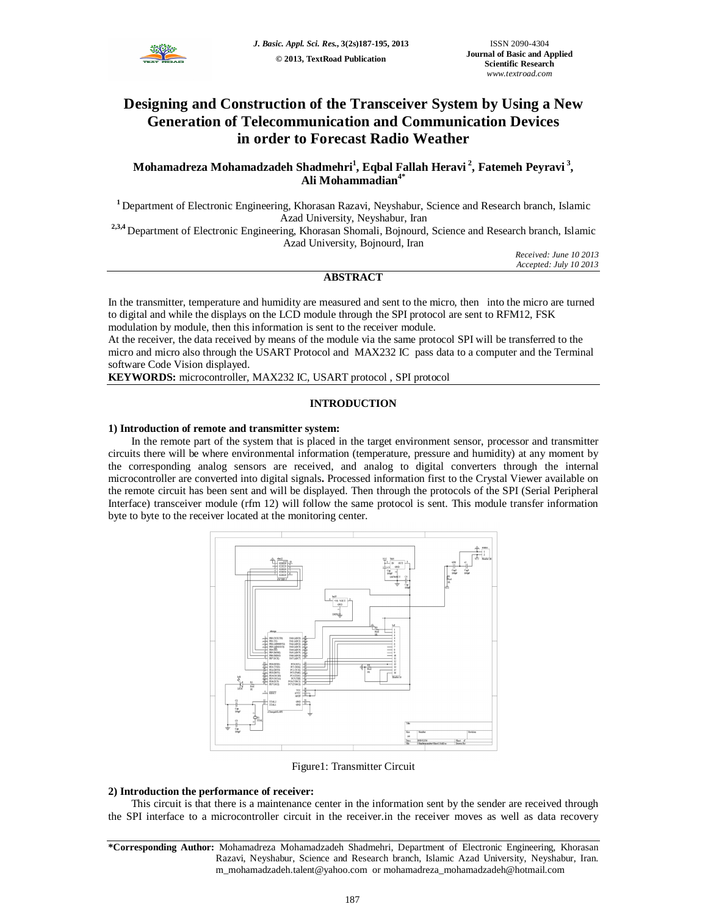# Designing and Construction of the Transceiver System by Using a New Generation of Telecommunication and Communication Devices in order to Forecast Radio Weather

**Mohamadreza Mohamadzadeh Shadmehri[1], Eqbal Fallah Heravi[2], Fatemeh Peyravi[3], Ali Mohammadian[4*]**

[1] Department of Electronic Engineering, Khorasan Razavi, Neyshabur, Science and Research branch, Islamic Azad University, Neyshabur, Iran

[2,3,4] Department of Electronic Engineering, Khorasan Shomali, Bojnourd, Science and Research branch, Islamic Azad University, Bojnourd, Iran

*Received: June 10 2013*
*Accepted: July 10 2013*

## ABSTRACT

In the transmitter, temperature and humidity are measured and sent to the micro, then into the micro are turned to digital and while the displays on the LCD module through the SPI protocol are sent to RFM12, FSK modulation by module, then this information is sent to the receiver module.

At the receiver, the data received by means of the module via the same protocol SPI will be transferred to the micro and micro also through the USART Protocol and MAX232 IC pass data to a computer and the Terminal software Code Vision displayed.

**KEYWORDS:** microcontroller, MAX232 IC, USART protocol , SPI protocol

## INTRODUCTION

### 1) Introduction of remote and transmitter system:

In the remote part of the system that is placed in the target environment sensor, processor and transmitter circuits there will be where environmental information (temperature, pressure and humidity) at any moment by the corresponding analog sensors are received, and analog to digital converters through the internal microcontroller are converted into digital signals**.** Processed information first to the Crystal Viewer available on the remote circuit has been sent and will be displayed. Then through the protocols of the SPI (Serial Peripheral Interface) transceiver module (rfm 12) will follow the same protocol is sent. This module transfer information byte to byte to the receiver located at the monitoring center.

Figure1: Transmitter Circuit

### 2) Introduction the performance of receiver:

This circuit is that there is a maintenance center in the information sent by the sender are received through the SPI interface to a microcontroller circuit in the receiver.in the receiver moves as well as data recovery

**\*Corresponding Author:** Mohamadreza Mohamadzadeh Shadmehri, Department of Electronic Engineering, Khorasan Razavi, Neyshabur, Science and Research branch, Islamic Azad University, Neyshabur, Iran. m_mohamadzadeh.talent@yahoo.com or mohamadreza_mohamadzadeh@hotmail.com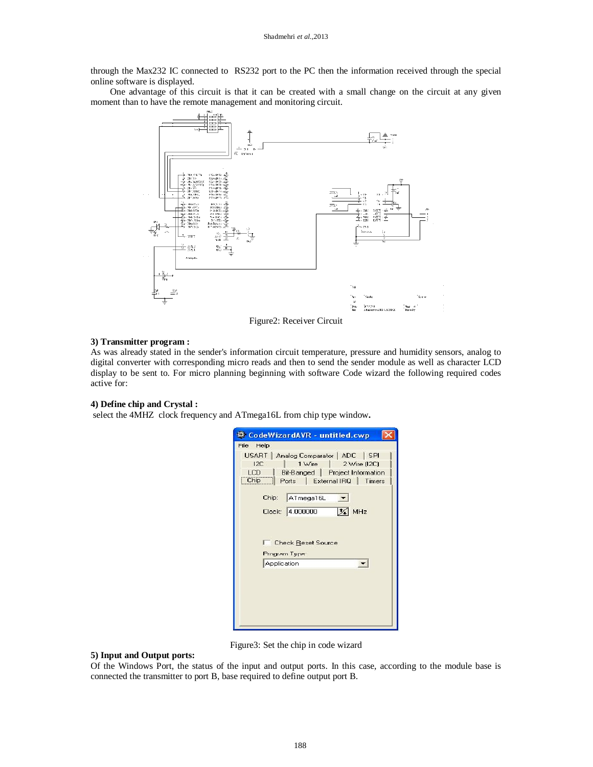through the Max232 IC connected to RS232 port to the PC then the information received through the special online software is displayed.

One advantage of this circuit is that it can be created with a small change on the circuit at any given moment than to have the remote management and monitoring circuit.

Figure2: Receiver Circuit

**3) Transmitter program :**

As was already stated in the sender's information circuit temperature, pressure and humidity sensors, analog to digital converter with corresponding micro reads and then to send the sender module as well as character LCD display to be sent to. For micro planning beginning with software Code wizard the following required codes active for:

**4) Define chip and Crystal :**

select the 4MHZ clock frequency and ATmega16L from chip type window**.**

Figure3: Set the chip in code wizard

**5) Input and Output ports:**

Of the Windows Port, the status of the input and output ports. In this case, according to the module base is connected the transmitter to port B, base required to define output port B.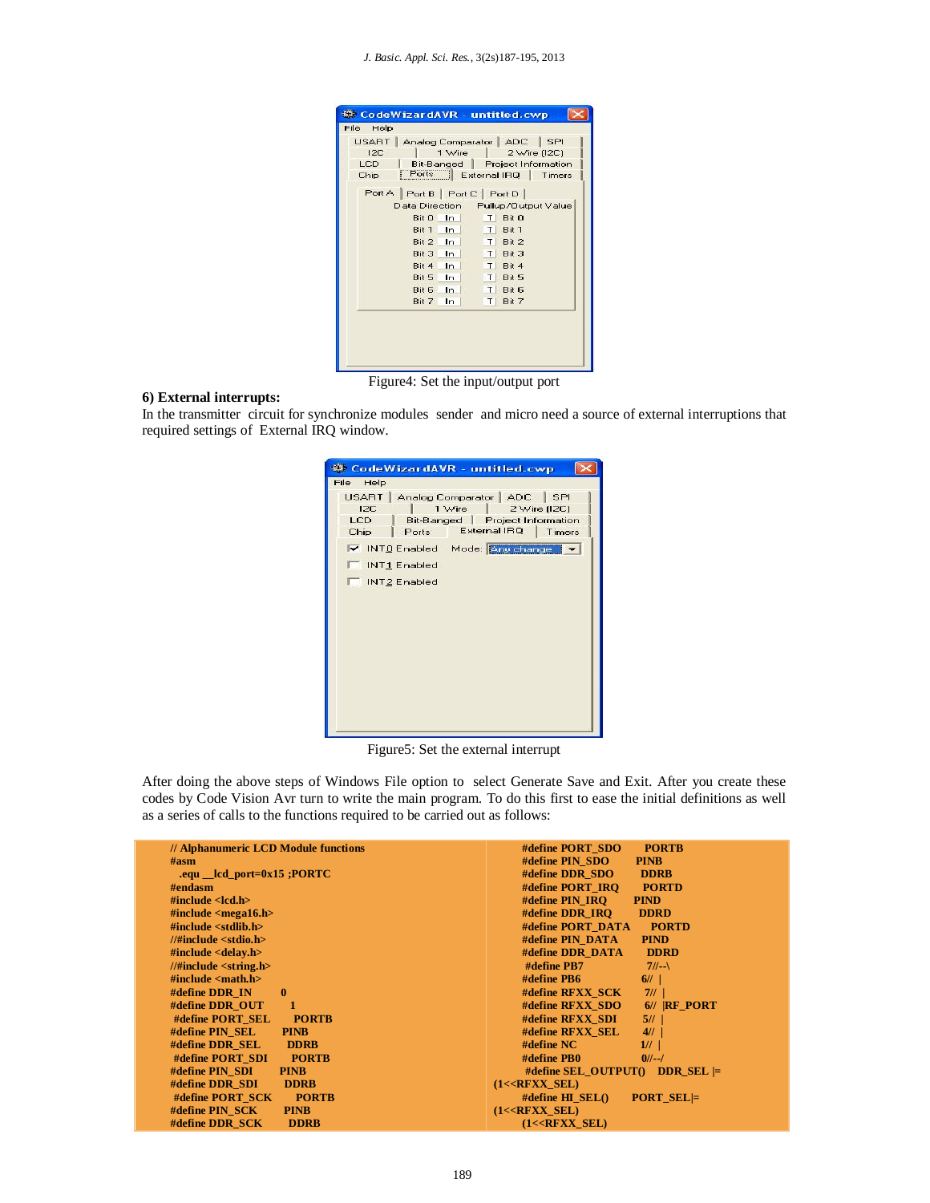Figure4: Set the input/output port

**6) External interrupts:**

In the transmitter circuit for synchronize modules sender and micro need a source of external interruptions that required settings of External IRQ window.

Figure5: Set the external interrupt

After doing the above steps of Windows File option to select Generate Save and Exit. After you create these codes by Code Vision Avr turn to write the main program. To do this first to ease the initial definitions as well as a series of calls to the functions required to be carried out as follows:

```
// Alphanumeric LCD Module functions
#asm
  .equ __lcd_port=0x15 ;PORTC
#endasm
#include <lcd.h>
#include <mega16.h>
#include <stdlib.h>
//#include <stdio.h>
#include <delay.h>
//#include <string.h>
#include <math.h>
#define DDR_IN        0
#define DDR_OUT       1
 #define PORT_SEL     PORTB
#define PIN_SEL       PINB
#define DDR_SEL       DDRB
 #define PORT_SDI     PORTB
#define PIN_SDI       PINB
#define DDR_SDI       DDRB
 #define PORT_SCK     PORTB
#define PIN_SCK       PINB
#define DDR_SCK       DDRB
#define PORT_SDO      PORTB
#define PIN_SDO       PINB
#define DDR_SDO       DDRB
#define PORT_IRQ      PORTD
#define PIN_IRQ       PIND
#define DDR_IRQ       DDRD
#define PORT_DATA     PORTD
#define PIN_DATA      PIND
#define DDR_DATA      DDRD
 #define PB7          7//--\
#define PB6           6// |
#define RFXX_SCK      7// |
#define RFXX_SDO      6// |RF_PORT
#define RFXX_SDI      5// |
#define RFXX_SEL      4// |
#define NC            1// |
#define PB0           0//--/
 #define SEL_OUTPUT()   DDR_SEL |=
(1<<RFXX_SEL)
 #define HI_SEL()      PORT_SEL|=
(1<<RFXX_SEL)
 (1<<RFXX_SEL)
```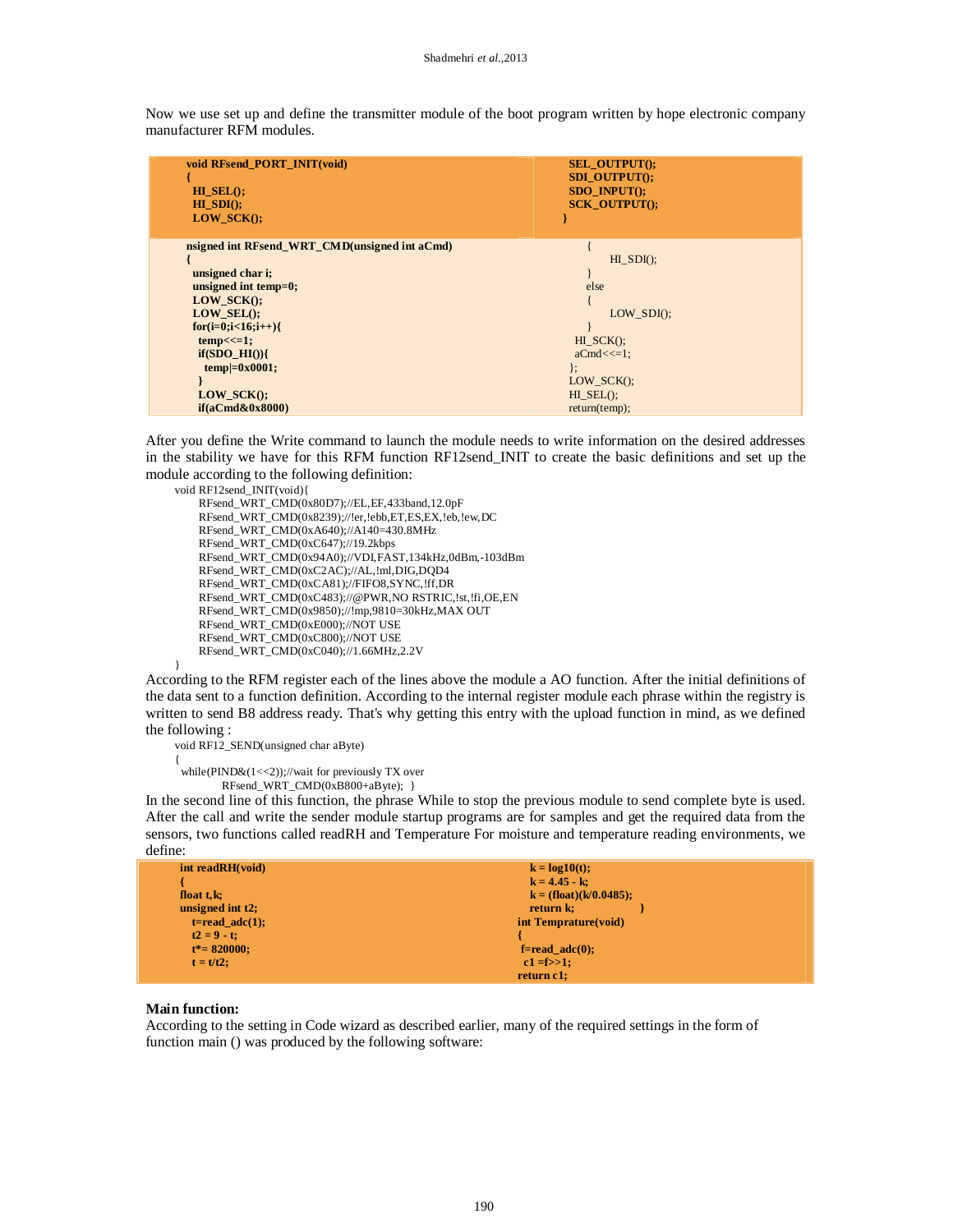Now we use set up and define the transmitter module of the boot program written by hope electronic company manufacturer RFM modules.

```
void RFsend_PORT_INIT(void)
{
  HI_SEL();
  HI_SDI();
  LOW_SCK();
  SEL_OUTPUT();
  SDI_OUTPUT();
  SDO_INPUT();
  SCK_OUTPUT();
}

nsigned int RFsend_WRT_CMD(unsigned int aCmd)
{
  unsigned char i;
  unsigned int temp=0;
  LOW_SCK();
  LOW_SEL();
  for(i=0;i<16;i++){
   temp<<=1;
   if(SDO_HI()){
    temp|=0x0001;
   }
   LOW_SCK();
   if(aCmd&0x8000)
   {
       HI_SDI();
   }
   else
   {
       LOW_SDI();
   }
  HI_SCK();
  aCmd<<=1;
 };
 LOW_SCK();
 HI_SEL();
 return(temp);
```

After you define the Write command to launch the module needs to write information on the desired addresses in the stability we have for this RFM function RF12send_INIT to create the basic definitions and set up the module according to the following definition:

```
void RF12send_INIT(void){
    RFsend_WRT_CMD(0x80D7);//EL,EF,433band,12.0pF
    RFsend_WRT_CMD(0x8239);//!er,!ebb,ET,ES,EX,!eb,!ew,DC
    RFsend_WRT_CMD(0xA640);//A140=430.8MHz
    RFsend_WRT_CMD(0xC647);//19.2kbps
    RFsend_WRT_CMD(0x94A0);//VDI,FAST,134kHz,0dBm,-103dBm
    RFsend_WRT_CMD(0xC2AC);//AL,!ml,DIG,DQD4
    RFsend_WRT_CMD(0xCA81);//FIFO8,SYNC,!ff,DR
    RFsend_WRT_CMD(0xC483);//@PWR,NO RSTRIC,!st,!fi,OE,EN
    RFsend_WRT_CMD(0x9850);//!mp,9810=30kHz,MAX OUT
    RFsend_WRT_CMD(0xE000);//NOT USE
    RFsend_WRT_CMD(0xC800);//NOT USE
    RFsend_WRT_CMD(0xC040);//1.66MHz,2.2V
}
```

According to the RFM register each of the lines above the module a AO function. After the initial definitions of the data sent to a function definition. According to the internal register module each phrase within the registry is written to send B8 address ready. That's why getting this entry with the upload function in mind, as we defined the following :

```
void RF12_SEND(unsigned char aByte)
{
 while(PIND&(1<<2));//wait for previously TX over
       RFsend_WRT_CMD(0xB800+aByte);  }
```

In the second line of this function, the phrase While to stop the previous module to send complete byte is used. After the call and write the sender module startup programs are for samples and get the required data from the sensors, two functions called readRH and Temperature For moisture and temperature reading environments, we define:

```
int readRH(void)
{
float t,k;
unsigned int t2;
   t=read_adc(1);
   t2 = 9 - t;
   t*= 820000;
   t = t/t2;
   k = log10(t);
   k = 4.45 - k;
   k = (float)(k/0.0485);
   return k;        }
int Temprature(void)
{
 f=read_adc(0);
  c1 =f>>1;
return c1;
```

**Main function:**

According to the setting in Code wizard as described earlier, many of the required settings in the form of function main () was produced by the following software: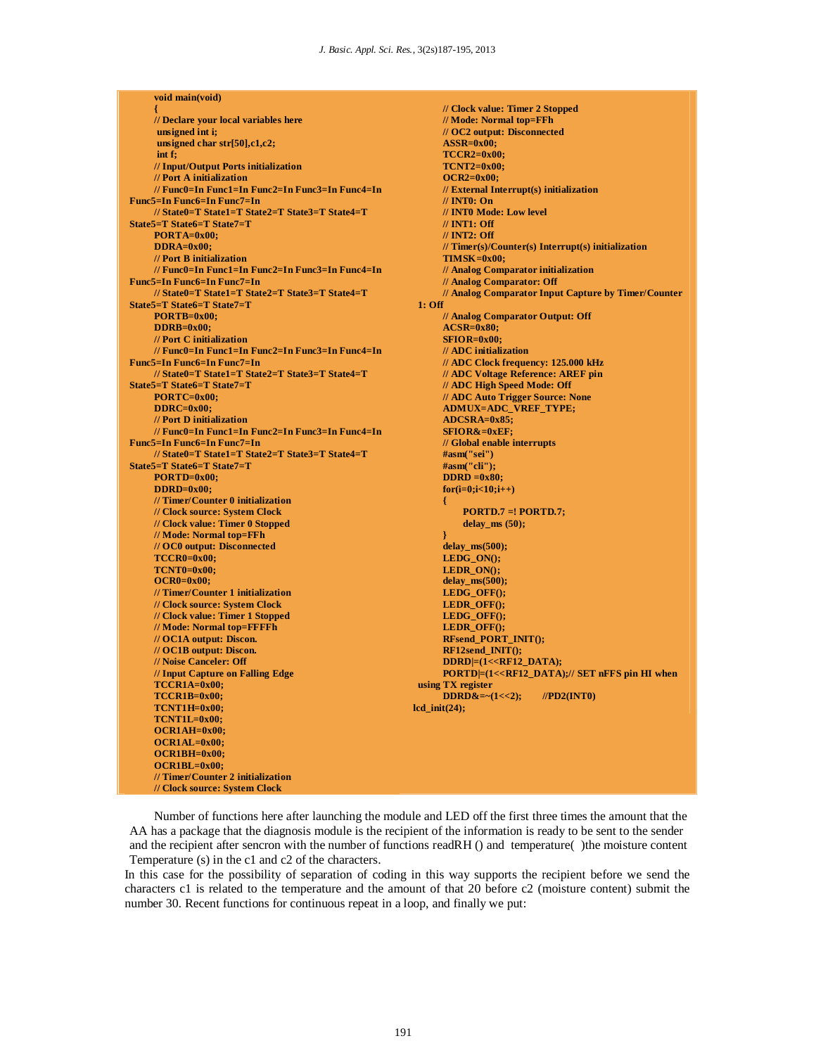```
void main(void)
{
// Declare your local variables here
 unsigned int i;
 unsigned char str[50],c1,c2;
 int f;
// Input/Output Ports initialization
// Port A initialization
// Func0=In Func1=In Func2=In Func3=In Func4=In
Func5=In Func6=In Func7=In
// State0=T State1=T State2=T State3=T State4=T
State5=T State6=T State7=T
PORTA=0x00;
DDRA=0x00;
// Port B initialization
// Func0=In Func1=In Func2=In Func3=In Func4=In
Func5=In Func6=In Func7=In
// State0=T State1=T State2=T State3=T State4=T
State5=T State6=T State7=T
PORTB=0x00;
DDRB=0x00;
// Port C initialization
// Func0=In Func1=In Func2=In Func3=In Func4=In
Func5=In Func6=In Func7=In
// State0=T State1=T State2=T State3=T State4=T
State5=T State6=T State7=T
PORTC=0x00;
DDRC=0x00;
// Port D initialization
// Func0=In Func1=In Func2=In Func3=In Func4=In
Func5=In Func6=In Func7=In
// State0=T State1=T State2=T State3=T State4=T
State5=T State6=T State7=T
PORTD=0x00;
DDRD=0x00;
// Timer/Counter 0 initialization
// Clock source: System Clock
// Clock value: Timer 0 Stopped
// Mode: Normal top=FFh
// OC0 output: Disconnected
TCCR0=0x00;
TCNT0=0x00;
OCR0=0x00;
// Timer/Counter 1 initialization
// Clock source: System Clock
// Clock value: Timer 1 Stopped
// Mode: Normal top=FFFFh
// OC1A output: Discon.
// OC1B output: Discon.
// Noise Canceler: Off
// Input Capture on Falling Edge
TCCR1A=0x00;
TCCR1B=0x00;
TCNT1H=0x00;
TCNT1L=0x00;
OCR1AH=0x00;
OCR1AL=0x00;
OCR1BH=0x00;
OCR1BL=0x00;
// Timer/Counter 2 initialization
// Clock source: System Clock
// Clock value: Timer 2 Stopped
// Mode: Normal top=FFh
// OC2 output: Disconnected
ASSR=0x00;
TCCR2=0x00;
TCNT2=0x00;
OCR2=0x00;
// External Interrupt(s) initialization
// INT0: On
// INT0 Mode: Low level
// INT1: Off
// INT2: Off
// Timer(s)/Counter(s) Interrupt(s) initialization
TIMSK=0x00;
// Analog Comparator initialization
// Analog Comparator: Off
// Analog Comparator Input Capture by Timer/Counter
1: Off
// Analog Comparator Output: Off
ACSR=0x80;
SFIOR=0x00;
// ADC initialization
// ADC Clock frequency: 125.000 kHz
// ADC Voltage Reference: AREF pin
// ADC High Speed Mode: Off
// ADC Auto Trigger Source: None
ADMUX=ADC_VREF_TYPE;
ADCSRA=0x85;
SFIOR&=0xEF;
// Global enable interrupts
#asm("sei")
#asm("cli");
DDRD =0x80;
for(i=0;i<10;i++)
{
    PORTD.7 =! PORTD.7;
    delay_ms (50);
}
delay_ms(500);
LEDG_ON();
LEDR_ON();
delay_ms(500);
LEDG_OFF();
LEDR_OFF();
LEDG_OFF();
LEDR_OFF();
RFsend_PORT_INIT();
RF12send_INIT();
DDRD|=(1<<RF12_DATA);
PORTD|=(1<<RF12_DATA);// SET nFFS pin HI when
using TX register
DDRD&=~(1<<2);      //PD2(INT0)
lcd_init(24);
```

Number of functions here after launching the module and LED off the first three times the amount that the AA has a package that the diagnosis module is the recipient of the information is ready to be sent to the sender and the recipient after sencron with the number of functions readRH () and temperature( )the moisture content Temperature (s) in the c1 and c2 of the characters.

In this case for the possibility of separation of coding in this way supports the recipient before we send the characters c1 is related to the temperature and the amount of that 20 before c2 (moisture content) submit the number 30. Recent functions for continuous repeat in a loop, and finally we put: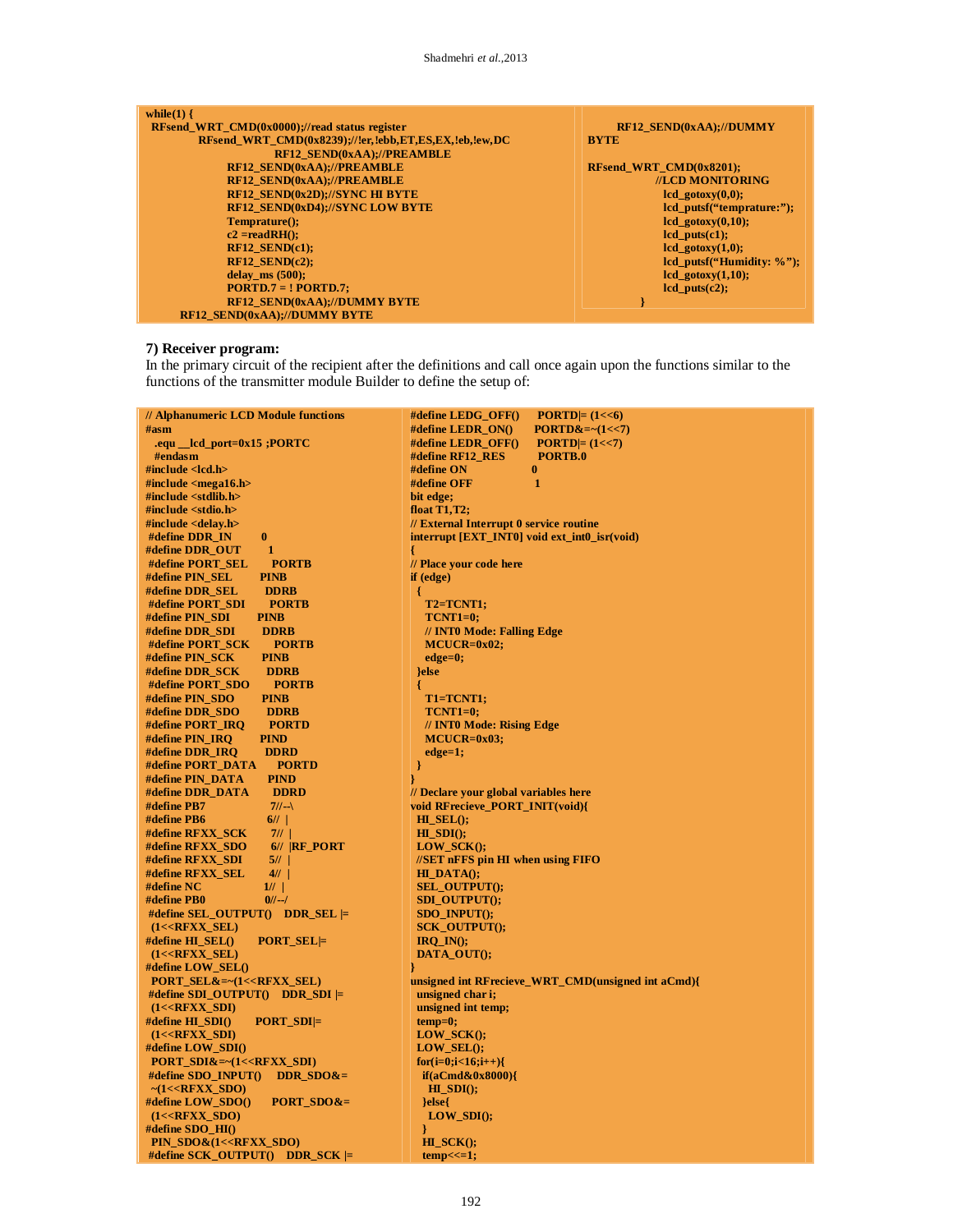```
while(1) {
 RFsend_WRT_CMD(0x0000);//read status register
            RFsend_WRT_CMD(0x8239);//!er,!ebb,ET,ES,EX,!eb,!ew,DC
                        RF12_SEND(0xAA);//PREAMBLE
                  RF12_SEND(0xAA);//PREAMBLE
                  RF12_SEND(0xAA);//PREAMBLE
                  RF12_SEND(0x2D);//SYNC HI BYTE
                  RF12_SEND(0xD4);//SYNC LOW BYTE
                  Temprature();
                  c2 =readRH();
                  RF12_SEND(c1);
                  RF12_SEND(c2);
                  delay_ms (500);
                  PORTD.7 = ! PORTD.7;
                  RF12_SEND(0xAA);//DUMMY BYTE
        RF12_SEND(0xAA);//DUMMY BYTE
```

```
      RF12_SEND(0xAA);//DUMMY
BYTE

RFsend_WRT_CMD(0x8201);
            //LCD MONITORING
              lcd_gotoxy(0,0);
              lcd_putsf("temprature:");
              lcd_gotoxy(0,10);
              lcd_puts(c1);
              lcd_gotoxy(1,0);
              lcd_putsf("Humidity: %");
              lcd_gotoxy(1,10);
              lcd_puts(c2);
      }
```

**7) Receiver program:**

In the primary circuit of the recipient after the definitions and call once again upon the functions similar to the functions of the transmitter module Builder to define the setup of:

```
// Alphanumeric LCD Module functions
#asm
  .equ __lcd_port=0x15 ;PORTC
  #endasm
#include <lcd.h>
#include <mega16.h>
#include <stdlib.h>
#include <stdio.h>
#include <delay.h>
 #define DDR_IN        0
#define DDR_OUT       1
 #define PORT_SEL      PORTB
#define PIN_SEL       PINB
#define DDR_SEL       DDRB
 #define PORT_SDI      PORTB
#define PIN_SDI       PINB
#define DDR_SDI       DDRB
 #define PORT_SCK      PORTB
#define PIN_SCK       PINB
#define DDR_SCK       DDRB
 #define PORT_SDO      PORTB
#define PIN_SDO       PINB
#define DDR_SDO       DDRB
#define PORT_IRQ      PORTD
#define PIN_IRQ       PIND
#define DDR_IRQ       DDRD
#define PORT_DATA     PORTD
#define PIN_DATA      PIND
#define DDR_DATA      DDRD
#define PB7           7//--\
#define PB6           6//  |
#define RFXX_SCK      7//  |
#define RFXX_SDO      6//  |RF_PORT
#define RFXX_SDI      5//  |
#define RFXX_SEL      4//  |
#define NC            1//  |
#define PB0           0//--/
 #define SEL_OUTPUT()  DDR_SEL |=
  (1<<RFXX_SEL)
#define HI_SEL()      PORT_SEL|=
  (1<<RFXX_SEL)
#define LOW_SEL()
  PORT_SEL&=~(1<<RFXX_SEL)
 #define SDI_OUTPUT()  DDR_SDI |=
  (1<<RFXX_SDI)
#define HI_SDI()      PORT_SDI|=
  (1<<RFXX_SDI)
#define LOW_SDI()
  PORT_SDI&=~(1<<RFXX_SDI)
 #define SDO_INPUT()   DDR_SDO&=
  ~(1<<RFXX_SDO)
#define LOW_SDO()     PORT_SDO&=
  (1<<RFXX_SDO)
#define SDO_HI()
  PIN_SDO&(1<<RFXX_SDO)
 #define SCK_OUTPUT()  DDR_SCK |=
```

```
#define LEDG_OFF()    PORTD|= (1<<6)
#define LEDR_ON()     PORTD&=~(1<<7)
#define LEDR_OFF()    PORTD|= (1<<7)
#define RF12_RES      PORTB.0
#define ON            0
#define OFF           1
bit edge;
float T1,T2;
// External Interrupt 0 service routine
interrupt [EXT_INT0] void ext_int0_isr(void)
{
// Place your code here
if (edge)
  {
   T2=TCNT1;
   TCNT1=0;
   // INT0 Mode: Falling Edge
   MCUCR=0x02;
   edge=0;
  }else
  {
   T1=TCNT1;
   TCNT1=0;
   // INT0 Mode: Rising Edge
   MCUCR=0x03;
   edge=1;
  }
}
// Declare your global variables here
void RFrecieve_PORT_INIT(void){
 HI_SEL();
 HI_SDI();
 LOW_SCK();
 //SET nFFS pin HI when using FIFO
 HI_DATA();
 SEL_OUTPUT();
 SDI_OUTPUT();
 SDO_INPUT();
 SCK_OUTPUT();
 IRQ_IN();
 DATA_OUT();
}
unsigned int RFrecieve_WRT_CMD(unsigned int aCmd){
 unsigned char i;
 unsigned int temp;
 temp=0;
 LOW_SCK();
 LOW_SEL();
 for(i=0;i<16;i++){
  if(aCmd&0x8000){
   HI_SDI();
  }else{
   LOW_SDI();
  }
  HI_SCK();
  temp<<=1;
```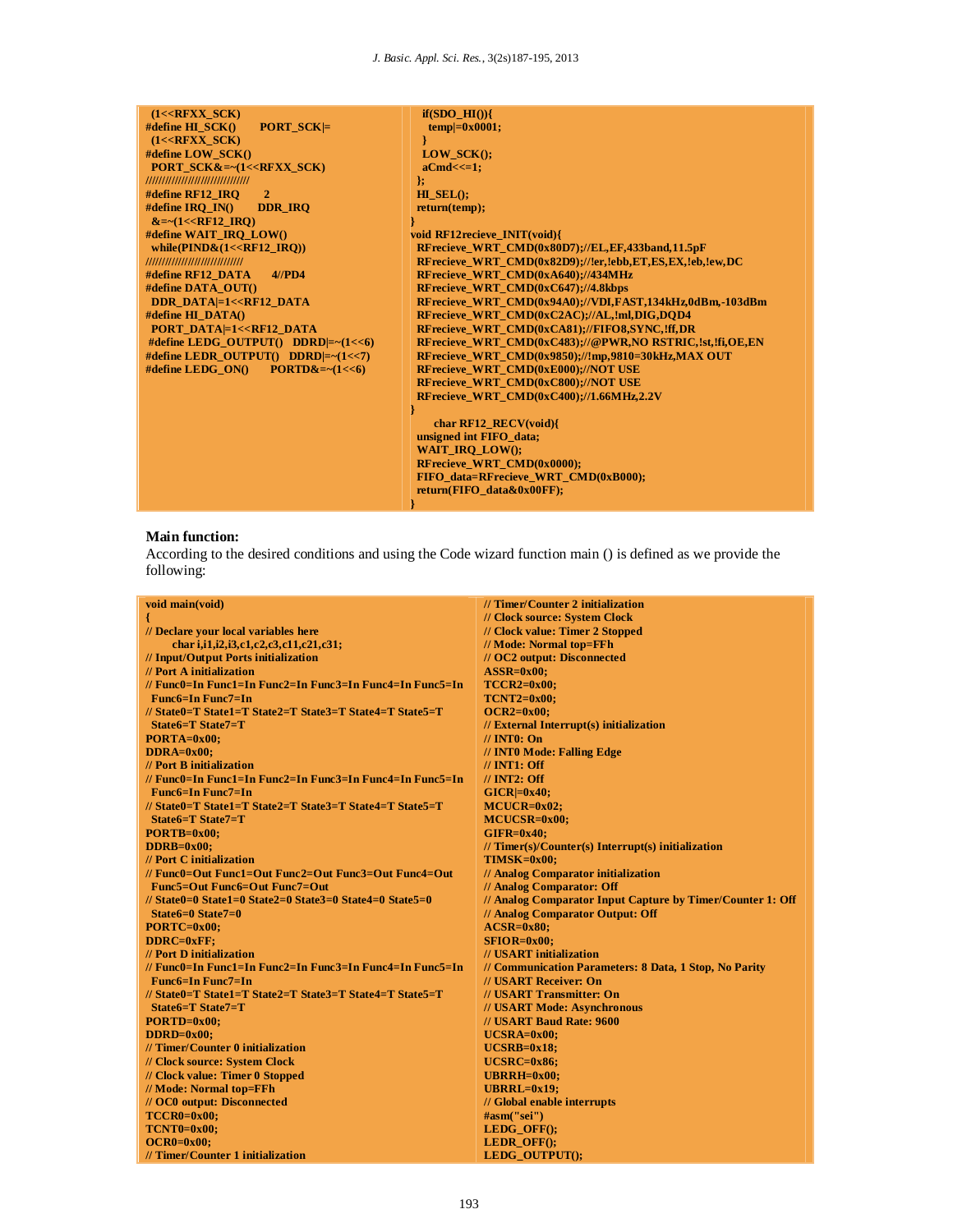```
(1<<RFXX_SCK)
#define HI_SCK()        PORT_SCK|=
 (1<<RFXX_SCK)
#define LOW_SCK()
 PORT_SCK&=~(1<<RFXX_SCK)
//////////////////////////////
#define RF12_IRQ        2
#define IRQ_IN()        DDR_IRQ
 &=~(1<<RF12_IRQ)
#define WAIT_IRQ_LOW()
 while(PIND&(1<<RF12_IRQ))
//////////////////////////////
#define RF12_DATA       4//PD4
#define DATA_OUT()
 DDR_DATA|=1<<RF12_DATA
#define HI_DATA()
 PORT_DATA|=1<<RF12_DATA
 #define LEDG_OUTPUT()   DDRD|=~(1<<6)
#define LEDR_OUTPUT()   DDRD|=~(1<<7)
#define LEDG_ON()       PORTD&=~(1<<6)
```

```
     if(SDO_HI()){
      temp|=0x0001;
     }
     LOW_SCK();
     aCmd<<=1;
    };
   HI_SEL();
   return(temp);
}
void RF12recieve_INIT(void){
  RFrecieve_WRT_CMD(0x80D7);//EL,EF,433band,11.5pF
  RFrecieve_WRT_CMD(0x82D9);//!er,!ebb,ET,ES,EX,!eb,!ew,DC
  RFrecieve_WRT_CMD(0xA640);//434MHz
  RFrecieve_WRT_CMD(0xC647);//4.8kbps
  RFrecieve_WRT_CMD(0x94A0);//VDI,FAST,134kHz,0dBm,-103dBm
  RFrecieve_WRT_CMD(0xC2AC);//AL,!ml,DIG,DQD4
  RFrecieve_WRT_CMD(0xCA81);//FIFO8,SYNC,!ff,DR
  RFrecieve_WRT_CMD(0xC483);//@PWR,NO RSTRIC,!st,!fi,OE,EN
  RFrecieve_WRT_CMD(0x9850);//!mp,9810=30kHz,MAX OUT
  RFrecieve_WRT_CMD(0xE000);//NOT USE
  RFrecieve_WRT_CMD(0xC800);//NOT USE
  RFrecieve_WRT_CMD(0xC400);//1.66MHz,2.2V
}
      char RF12_RECV(void){
  unsigned int FIFO_data;
  WAIT_IRQ_LOW();
  RFrecieve_WRT_CMD(0x0000);
  FIFO_data=RFrecieve_WRT_CMD(0xB000);
  return(FIFO_data&0x00FF);
}
```

**Main function:**

According to the desired conditions and using the Code wizard function main () is defined as we provide the following:

```
void main(void)
{
// Declare your local variables here
   char i,i1,i2,i3,c1,c2,c3,c11,c21,c31;
// Input/Output Ports initialization
// Port A initialization
// Func0=In Func1=In Func2=In Func3=In Func4=In Func5=In
 Func6=In Func7=In
// State0=T State1=T State2=T State3=T State4=T State5=T
 State6=T State7=T
PORTA=0x00;
DDRA=0x00;
// Port B initialization
// Func0=In Func1=In Func2=In Func3=In Func4=In Func5=In
 Func6=In Func7=In
// State0=T State1=T State2=T State3=T State4=T State5=T
 State6=T State7=T
PORTB=0x00;
DDRB=0x00;
// Port C initialization
// Func0=Out Func1=Out Func2=Out Func3=Out Func4=Out
 Func5=Out Func6=Out Func7=Out
// State0=0 State1=0 State2=0 State3=0 State4=0 State5=0
 State6=0 State7=0
PORTC=0x00;
DDRC=0xFF;
// Port D initialization
// Func0=In Func1=In Func2=In Func3=In Func4=In Func5=In
 Func6=In Func7=In
// State0=T State1=T State2=T State3=T State4=T State5=T
 State6=T State7=T
PORTD=0x00;
DDRD=0x00;
// Timer/Counter 0 initialization
// Clock source: System Clock
// Clock value: Timer 0 Stopped
// Mode: Normal top=FFh
// OC0 output: Disconnected
TCCR0=0x00;
TCNT0=0x00;
OCR0=0x00;
// Timer/Counter 1 initialization
```

```
// Timer/Counter 2 initialization
// Clock source: System Clock
// Clock value: Timer 2 Stopped
// Mode: Normal top=FFh
// OC2 output: Disconnected
ASSR=0x00;
TCCR2=0x00;
TCNT2=0x00;
OCR2=0x00;
// External Interrupt(s) initialization
// INT0: On
// INT0 Mode: Falling Edge
// INT1: Off
// INT2: Off
GICR|=0x40;
MCUCR=0x02;
MCUCSR=0x00;
GIFR=0x40;
// Timer(s)/Counter(s) Interrupt(s) initialization
TIMSK=0x00;
// Analog Comparator initialization
// Analog Comparator: Off
// Analog Comparator Input Capture by Timer/Counter 1: Off
// Analog Comparator Output: Off
ACSR=0x80;
SFIOR=0x00;
// USART initialization
// Communication Parameters: 8 Data, 1 Stop, No Parity
// USART Receiver: On
// USART Transmitter: On
// USART Mode: Asynchronous
// USART Baud Rate: 9600
UCSRA=0x00;
UCSRB=0x18;
UCSRC=0x86;
UBRRH=0x00;
UBRRL=0x19;
// Global enable interrupts
#asm("sei")
LEDG_OFF();
LEDR_OFF();
LEDG_OUTPUT();
```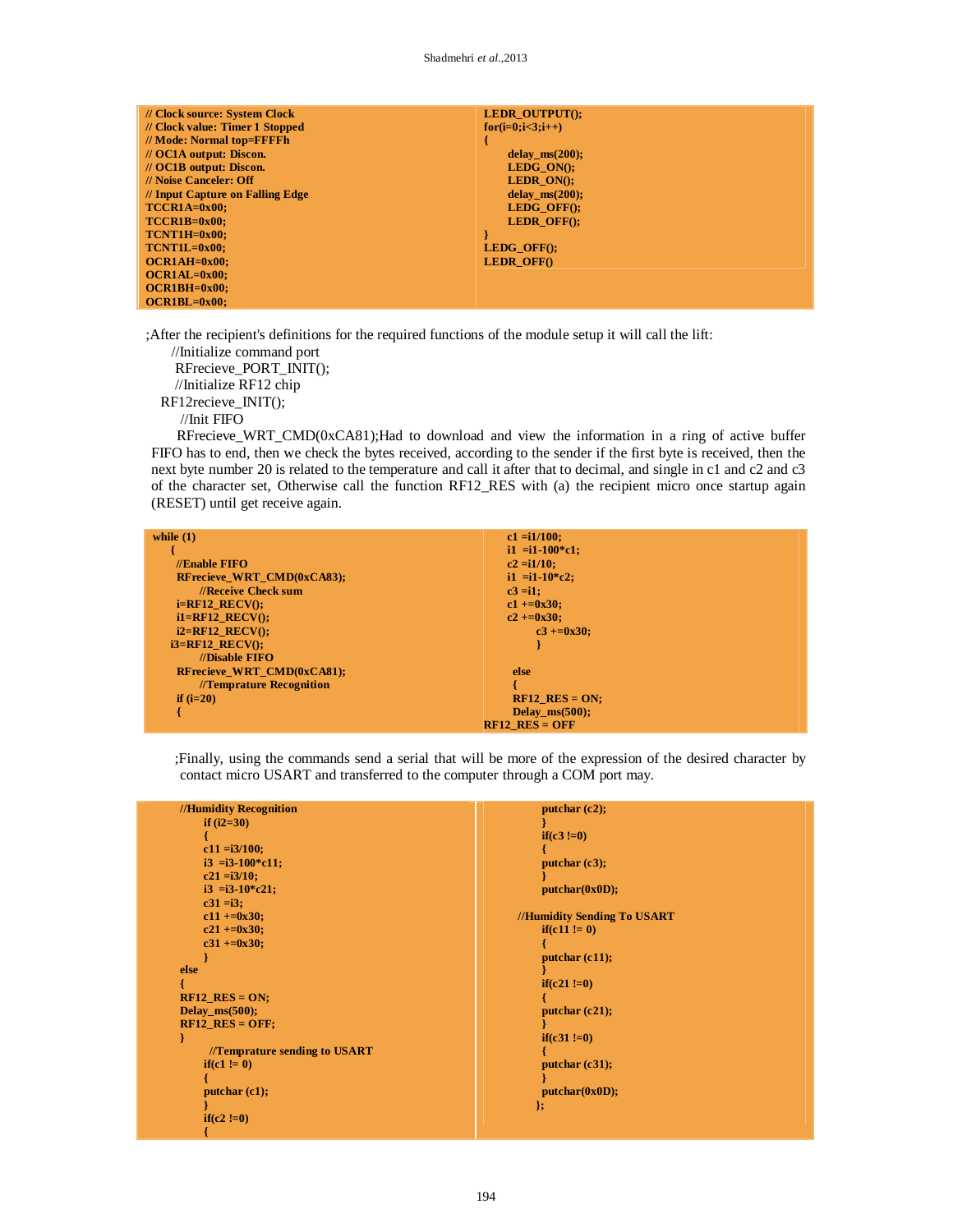```
// Clock source: System Clock
// Clock value: Timer 1 Stopped
// Mode: Normal top=FFFFh
// OC1A output: Discon.
// OC1B output: Discon.
// Noise Canceler: Off
// Input Capture on Falling Edge
TCCR1A=0x00;
TCCR1B=0x00;
TCNT1H=0x00;
TCNT1L=0x00;
OCR1AH=0x00;
OCR1AL=0x00;
OCR1BH=0x00;
OCR1BL=0x00;
LEDR_OUTPUT();
for(i=0;i<3;i++)
{
    delay_ms(200);
    LEDG_ON();
    LEDR_ON();
    delay_ms(200);
    LEDG_OFF();
    LEDR_OFF();
}
LEDG_OFF();
LEDR_OFF()
```

;After the recipient's definitions for the required functions of the module setup it will call the lift:

```
//Initialize command port
RFrecieve_PORT_INIT();
//Initialize RF12 chip
RF12recieve_INIT();
//Init FIFO
```

RFrecieve_WRT_CMD(0xCA81);Had to download and view the information in a ring of active buffer FIFO has to end, then we check the bytes received, according to the sender if the first byte is received, then the next byte number 20 is related to the temperature and call it after that to decimal, and single in c1 and c2 and c3 of the character set, Otherwise call the function RF12_RES with (a) the recipient micro once startup again (RESET) until get receive again.

```
while (1)
   {
    //Enable FIFO
    RFrecieve_WRT_CMD(0xCA83);
        //Receive Check sum
    i=RF12_RECV();
    i1=RF12_RECV();
    i2=RF12_RECV();
   i3=RF12_RECV();
        //Disable FIFO
    RFrecieve_WRT_CMD(0xCA81);
        //Temprature Recognition
    if (i=20)
    {
    c1 =i1/100;
    i1 =i1-100*c1;
    c2 =i1/10;
    i1 =i1-10*c2;
    c3 =i1;
    c1 +=0x30;
    c2 +=0x30;
         c3 +=0x30;
         }

     else
     {
     RF12_RES = ON;
     Delay_ms(500);
RF12_RES = OFF
```

;Finally, using the commands send a serial that will be more of the expression of the desired character by contact micro USART and transferred to the computer through a COM port may.

```
//Humidity Recognition
     if (i2=30)
     {
     c11 =i3/100;
     i3 =i3-100*c11;
     c21 =i3/10;
     i3 =i3-10*c21;
     c31 =i3;
     c11 +=0x30;
     c21 +=0x30;
     c31 +=0x30;
     }
else
{
RF12_RES = ON;
Delay_ms(500);
RF12_RES = OFF;
}
     //Temprature sending to USART
     if(c1 != 0)
     {
     putchar (c1);
     }
     if(c2 !=0)
     {
     putchar (c2);
     }
     if(c3 !=0)
     {
     putchar (c3);
     }
     putchar(0x0D);

  //Humidity Sending To USART
     if(c11 != 0)
     {
     putchar (c11);
     }
     if(c21 !=0)
     {
     putchar (c21);
     }
     if(c31 !=0)
     {
     putchar (c31);
     }
     putchar(0x0D);
    };
```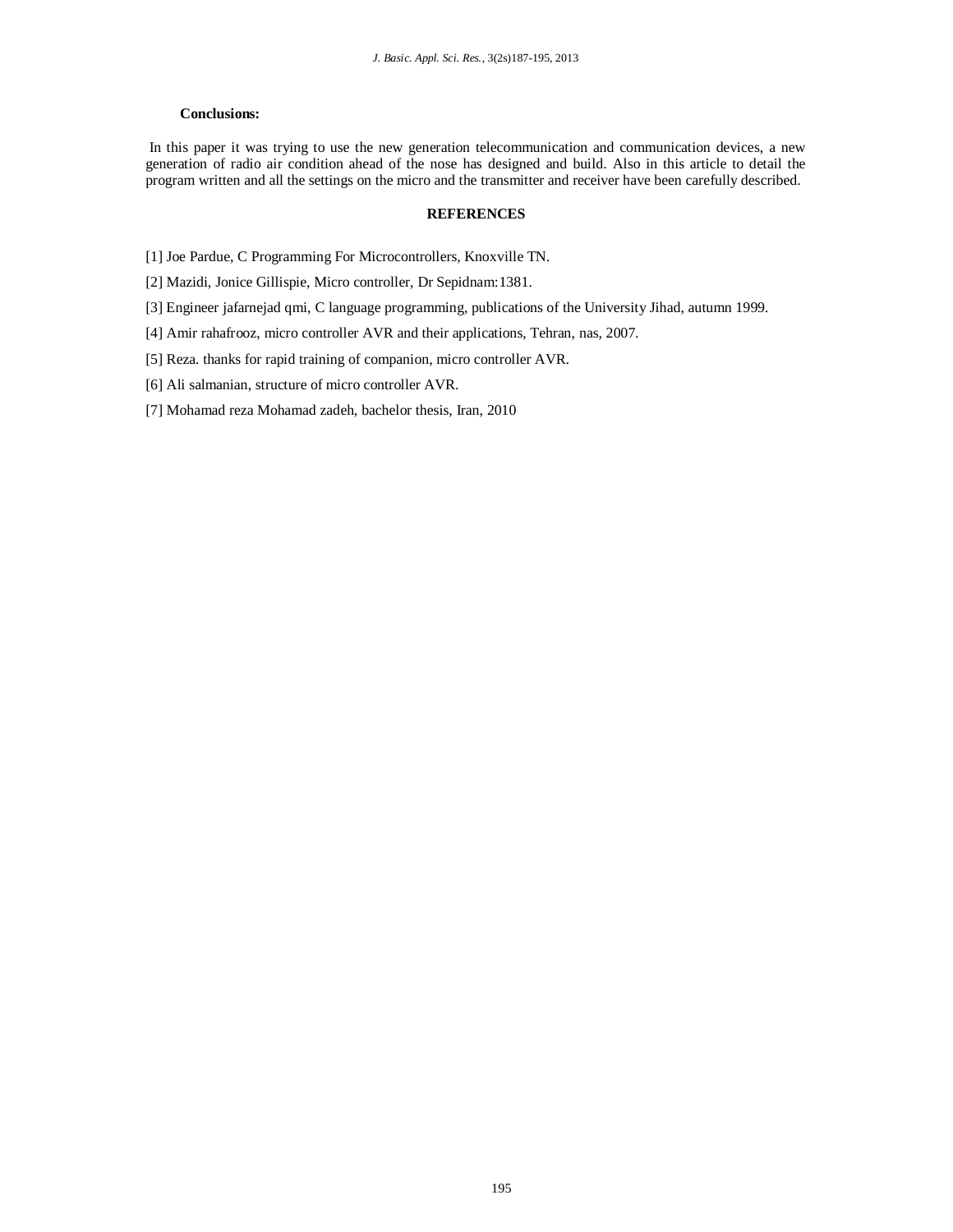**Conclusions:**

In this paper it was trying to use the new generation telecommunication and communication devices, a new generation of radio air condition ahead of the nose has designed and build. Also in this article to detail the program written and all the settings on the micro and the transmitter and receiver have been carefully described.

## REFERENCES

[1] Joe Pardue, C Programming For Microcontrollers, Knoxville TN.

[2] Mazidi, Jonice Gillispie, Micro controller, Dr Sepidnam:1381.

[3] Engineer jafarnejad qmi, C language programming, publications of the University Jihad, autumn 1999.

[4] Amir rahafrooz, micro controller AVR and their applications, Tehran, nas, 2007.

[5] Reza. thanks for rapid training of companion, micro controller AVR.

[6] Ali salmanian, structure of micro controller AVR.

[7] Mohamad reza Mohamad zadeh, bachelor thesis, Iran, 2010